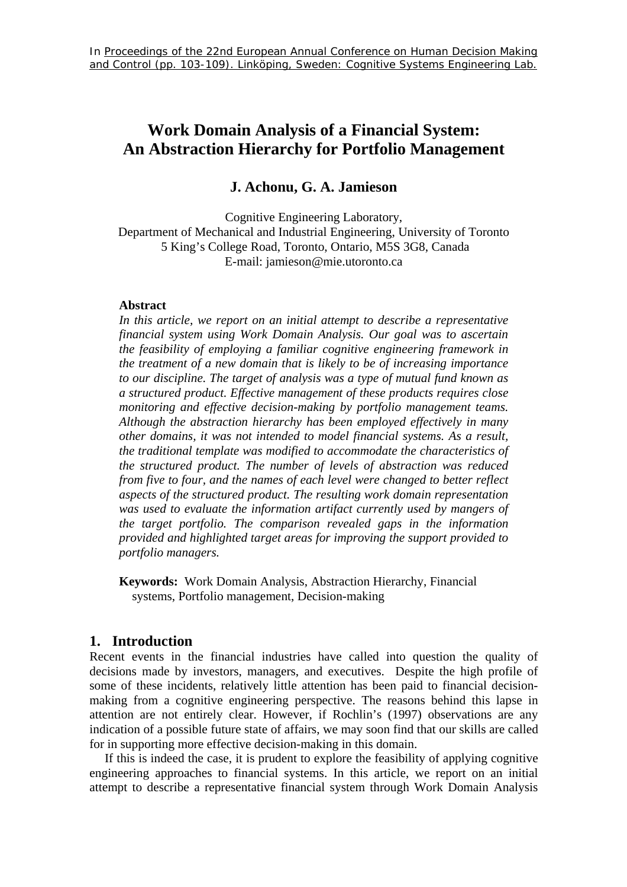In Proceedings of the 22nd European Annual Conference on Human Decision Making and Control (pp. 103-109). Linköping, Sweden: Cognitive Systems Engineering Lab.

# Work Domain Analysis of a Financial System: An Abstraction Hierarchy for Portfolio Management

**J. Achonu, G. A. Jamieson**

Cognitive Engineering Laboratory,
Department of Mechanical and Industrial Engineering, University of Toronto
5 King's College Road, Toronto, Ontario, M5S 3G8, Canada
E-mail: jamieson@mie.utoronto.ca

**Abstract**

*In this article, we report on an initial attempt to describe a representative financial system using Work Domain Analysis. Our goal was to ascertain the feasibility of employing a familiar cognitive engineering framework in the treatment of a new domain that is likely to be of increasing importance to our discipline. The target of analysis was a type of mutual fund known as a structured product. Effective management of these products requires close monitoring and effective decision-making by portfolio management teams. Although the abstraction hierarchy has been employed effectively in many other domains, it was not intended to model financial systems. As a result, the traditional template was modified to accommodate the characteristics of the structured product. The number of levels of abstraction was reduced from five to four, and the names of each level were changed to better reflect aspects of the structured product. The resulting work domain representation was used to evaluate the information artifact currently used by mangers of the target portfolio. The comparison revealed gaps in the information provided and highlighted target areas for improving the support provided to portfolio managers.*

**Keywords:** Work Domain Analysis, Abstraction Hierarchy, Financial systems, Portfolio management, Decision-making

## 1. Introduction

Recent events in the financial industries have called into question the quality of decisions made by investors, managers, and executives. Despite the high profile of some of these incidents, relatively little attention has been paid to financial decision-making from a cognitive engineering perspective. The reasons behind this lapse in attention are not entirely clear. However, if Rochlin's (1997) observations are any indication of a possible future state of affairs, we may soon find that our skills are called for in supporting more effective decision-making in this domain.

If this is indeed the case, it is prudent to explore the feasibility of applying cognitive engineering approaches to financial systems. In this article, we report on an initial attempt to describe a representative financial system through Work Domain Analysis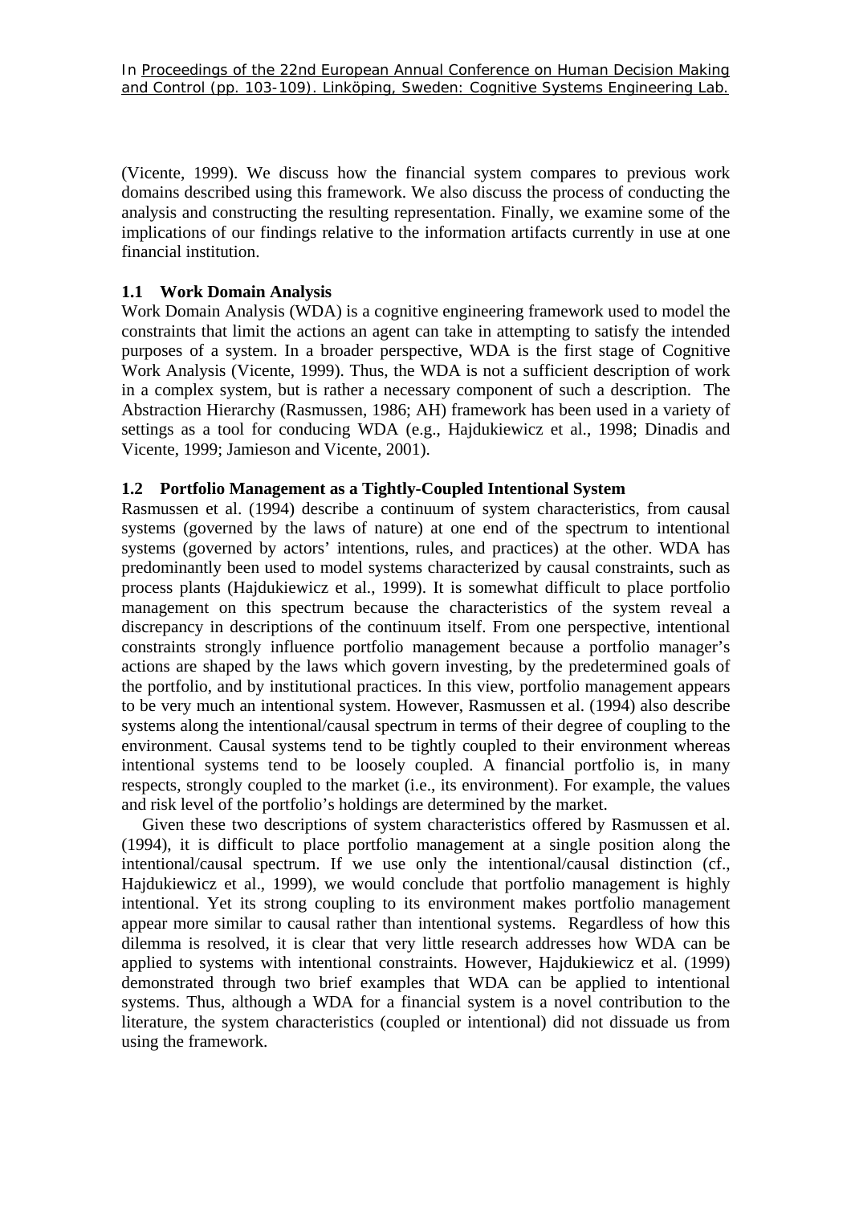(Vicente, 1999). We discuss how the financial system compares to previous work domains described using this framework. We also discuss the process of conducting the analysis and constructing the resulting representation. Finally, we examine some of the implications of our findings relative to the information artifacts currently in use at one financial institution.

### 1.1 Work Domain Analysis

Work Domain Analysis (WDA) is a cognitive engineering framework used to model the constraints that limit the actions an agent can take in attempting to satisfy the intended purposes of a system. In a broader perspective, WDA is the first stage of Cognitive Work Analysis (Vicente, 1999). Thus, the WDA is not a sufficient description of work in a complex system, but is rather a necessary component of such a description. The Abstraction Hierarchy (Rasmussen, 1986; AH) framework has been used in a variety of settings as a tool for conducing WDA (e.g., Hajdukiewicz et al., 1998; Dinadis and Vicente, 1999; Jamieson and Vicente, 2001).

### 1.2 Portfolio Management as a Tightly-Coupled Intentional System

Rasmussen et al. (1994) describe a continuum of system characteristics, from causal systems (governed by the laws of nature) at one end of the spectrum to intentional systems (governed by actors' intentions, rules, and practices) at the other. WDA has predominantly been used to model systems characterized by causal constraints, such as process plants (Hajdukiewicz et al., 1999). It is somewhat difficult to place portfolio management on this spectrum because the characteristics of the system reveal a discrepancy in descriptions of the continuum itself. From one perspective, intentional constraints strongly influence portfolio management because a portfolio manager's actions are shaped by the laws which govern investing, by the predetermined goals of the portfolio, and by institutional practices. In this view, portfolio management appears to be very much an intentional system. However, Rasmussen et al. (1994) also describe systems along the intentional/causal spectrum in terms of their degree of coupling to the environment. Causal systems tend to be tightly coupled to their environment whereas intentional systems tend to be loosely coupled. A financial portfolio is, in many respects, strongly coupled to the market (i.e., its environment). For example, the values and risk level of the portfolio's holdings are determined by the market.

Given these two descriptions of system characteristics offered by Rasmussen et al. (1994), it is difficult to place portfolio management at a single position along the intentional/causal spectrum. If we use only the intentional/causal distinction (cf., Hajdukiewicz et al., 1999), we would conclude that portfolio management is highly intentional. Yet its strong coupling to its environment makes portfolio management appear more similar to causal rather than intentional systems. Regardless of how this dilemma is resolved, it is clear that very little research addresses how WDA can be applied to systems with intentional constraints. However, Hajdukiewicz et al. (1999) demonstrated through two brief examples that WDA can be applied to intentional systems. Thus, although a WDA for a financial system is a novel contribution to the literature, the system characteristics (coupled or intentional) did not dissuade us from using the framework.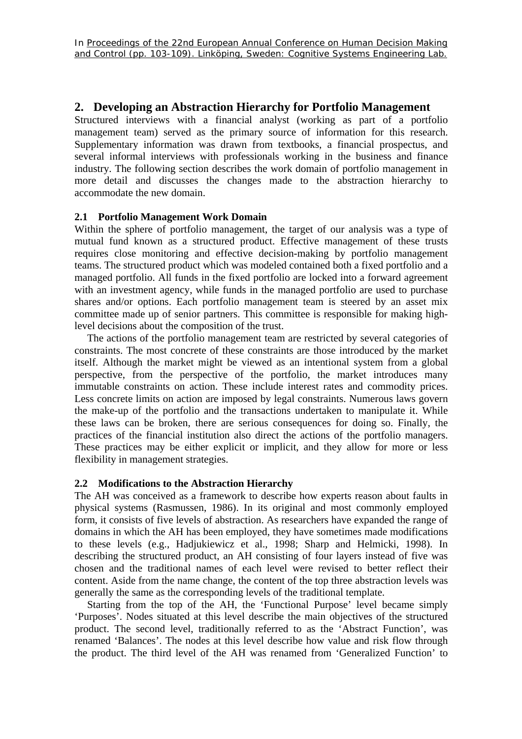In Proceedings of the 22nd European Annual Conference on Human Decision Making and Control (pp. 103-109). Linköping, Sweden: Cognitive Systems Engineering Lab.

## 2. Developing an Abstraction Hierarchy for Portfolio Management

Structured interviews with a financial analyst (working as part of a portfolio management team) served as the primary source of information for this research. Supplementary information was drawn from textbooks, a financial prospectus, and several informal interviews with professionals working in the business and finance industry. The following section describes the work domain of portfolio management in more detail and discusses the changes made to the abstraction hierarchy to accommodate the new domain.

### 2.1 Portfolio Management Work Domain

Within the sphere of portfolio management, the target of our analysis was a type of mutual fund known as a structured product. Effective management of these trusts requires close monitoring and effective decision-making by portfolio management teams. The structured product which was modeled contained both a fixed portfolio and a managed portfolio. All funds in the fixed portfolio are locked into a forward agreement with an investment agency, while funds in the managed portfolio are used to purchase shares and/or options. Each portfolio management team is steered by an asset mix committee made up of senior partners. This committee is responsible for making high-level decisions about the composition of the trust.

The actions of the portfolio management team are restricted by several categories of constraints. The most concrete of these constraints are those introduced by the market itself. Although the market might be viewed as an intentional system from a global perspective, from the perspective of the portfolio, the market introduces many immutable constraints on action. These include interest rates and commodity prices. Less concrete limits on action are imposed by legal constraints. Numerous laws govern the make-up of the portfolio and the transactions undertaken to manipulate it. While these laws can be broken, there are serious consequences for doing so. Finally, the practices of the financial institution also direct the actions of the portfolio managers. These practices may be either explicit or implicit, and they allow for more or less flexibility in management strategies.

### 2.2 Modifications to the Abstraction Hierarchy

The AH was conceived as a framework to describe how experts reason about faults in physical systems (Rasmussen, 1986). In its original and most commonly employed form, it consists of five levels of abstraction. As researchers have expanded the range of domains in which the AH has been employed, they have sometimes made modifications to these levels (e.g., Hadjukiewicz et al., 1998; Sharp and Helmicki, 1998). In describing the structured product, an AH consisting of four layers instead of five was chosen and the traditional names of each level were revised to better reflect their content. Aside from the name change, the content of the top three abstraction levels was generally the same as the corresponding levels of the traditional template.

Starting from the top of the AH, the 'Functional Purpose' level became simply 'Purposes'. Nodes situated at this level describe the main objectives of the structured product. The second level, traditionally referred to as the 'Abstract Function', was renamed 'Balances'. The nodes at this level describe how value and risk flow through the product. The third level of the AH was renamed from 'Generalized Function' to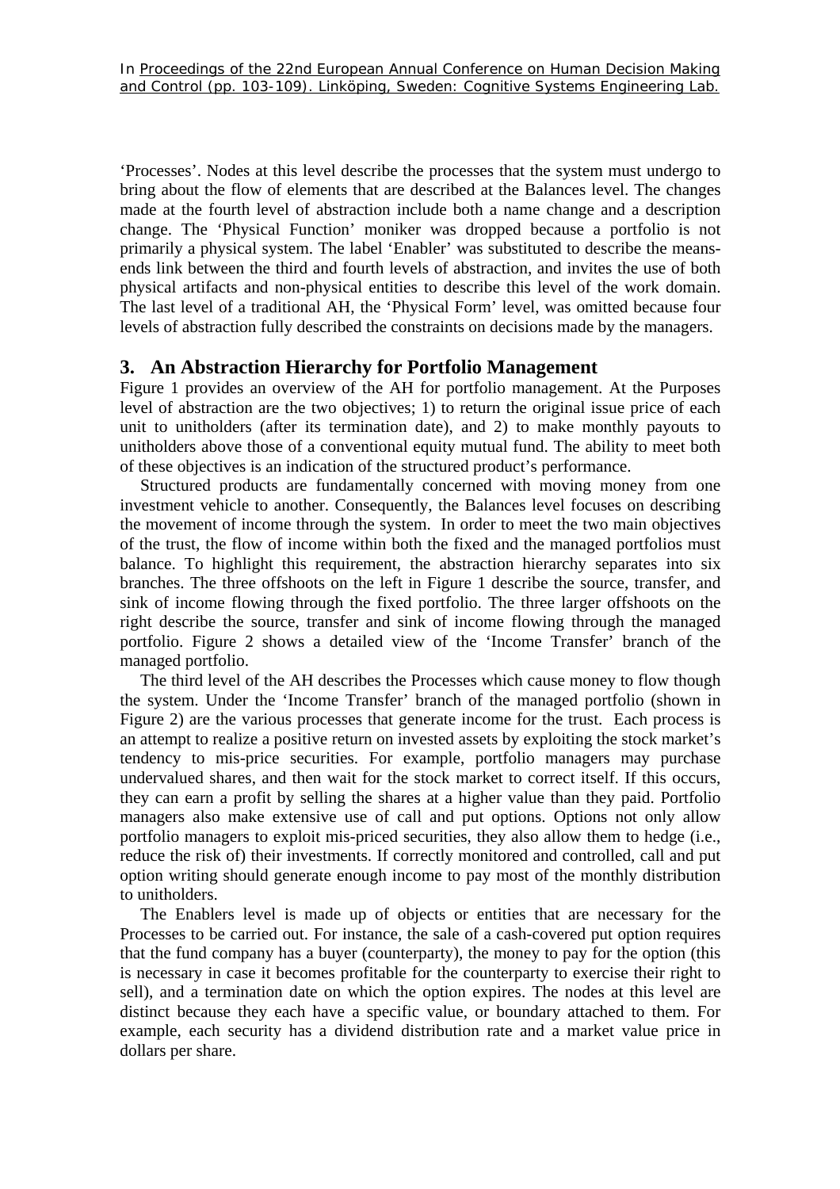'Processes'. Nodes at this level describe the processes that the system must undergo to bring about the flow of elements that are described at the Balances level. The changes made at the fourth level of abstraction include both a name change and a description change. The 'Physical Function' moniker was dropped because a portfolio is not primarily a physical system. The label 'Enabler' was substituted to describe the means-ends link between the third and fourth levels of abstraction, and invites the use of both physical artifacts and non-physical entities to describe this level of the work domain. The last level of a traditional AH, the 'Physical Form' level, was omitted because four levels of abstraction fully described the constraints on decisions made by the managers.

## 3. An Abstraction Hierarchy for Portfolio Management

Figure 1 provides an overview of the AH for portfolio management. At the Purposes level of abstraction are the two objectives; 1) to return the original issue price of each unit to unitholders (after its termination date), and 2) to make monthly payouts to unitholders above those of a conventional equity mutual fund. The ability to meet both of these objectives is an indication of the structured product's performance.

Structured products are fundamentally concerned with moving money from one investment vehicle to another. Consequently, the Balances level focuses on describing the movement of income through the system. In order to meet the two main objectives of the trust, the flow of income within both the fixed and the managed portfolios must balance. To highlight this requirement, the abstraction hierarchy separates into six branches. The three offshoots on the left in Figure 1 describe the source, transfer, and sink of income flowing through the fixed portfolio. The three larger offshoots on the right describe the source, transfer and sink of income flowing through the managed portfolio. Figure 2 shows a detailed view of the 'Income Transfer' branch of the managed portfolio.

The third level of the AH describes the Processes which cause money to flow though the system. Under the 'Income Transfer' branch of the managed portfolio (shown in Figure 2) are the various processes that generate income for the trust. Each process is an attempt to realize a positive return on invested assets by exploiting the stock market's tendency to mis-price securities. For example, portfolio managers may purchase undervalued shares, and then wait for the stock market to correct itself. If this occurs, they can earn a profit by selling the shares at a higher value than they paid. Portfolio managers also make extensive use of call and put options. Options not only allow portfolio managers to exploit mis-priced securities, they also allow them to hedge (i.e., reduce the risk of) their investments. If correctly monitored and controlled, call and put option writing should generate enough income to pay most of the monthly distribution to unitholders.

The Enablers level is made up of objects or entities that are necessary for the Processes to be carried out. For instance, the sale of a cash-covered put option requires that the fund company has a buyer (counterparty), the money to pay for the option (this is necessary in case it becomes profitable for the counterparty to exercise their right to sell), and a termination date on which the option expires. The nodes at this level are distinct because they each have a specific value, or boundary attached to them. For example, each security has a dividend distribution rate and a market value price in dollars per share.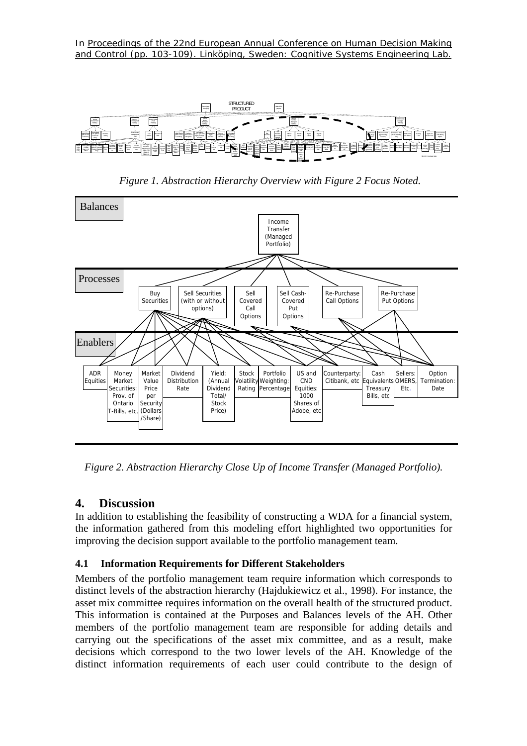STRUCTURED PRODUCT

*Figure 1. Abstraction Hierarchy Overview with Figure 2 Focus Noted.*

Balances

Income Transfer (Managed Portfolio)

Processes

Buy Securities

Sell Securities (with or without options)

Sell Covered Call Options

Sell Cash-Covered Put Options

Re-Purchase Call Options

Re-Purchase Put Options

Enablers

ADR Equities

Money Market Securities: Prov. of Ontario T-Bills, etc.

Market Value Price per Security (Dollars /Share)

Dividend Distribution Rate

Yield: (Annual Dividend Total/ Stock Price)

Stock Volatility Rating

Portfolio Weighting: Percentage

US and CND Equities: 1000 Shares of Adobe, etc

Counterparty: Citibank, etc

Cash Equivalents Treasury Bills, etc

Sellers: OMERS, Etc.

Option Termination: Date

*Figure 2. Abstraction Hierarchy Close Up of Income Transfer (Managed Portfolio).*

## 4. Discussion

In addition to establishing the feasibility of constructing a WDA for a financial system, the information gathered from this modeling effort highlighted two opportunities for improving the decision support available to the portfolio management team.

### 4.1 Information Requirements for Different Stakeholders

Members of the portfolio management team require information which corresponds to distinct levels of the abstraction hierarchy (Hajdukiewicz et al., 1998). For instance, the asset mix committee requires information on the overall health of the structured product. This information is contained at the Purposes and Balances levels of the AH. Other members of the portfolio management team are responsible for adding details and carrying out the specifications of the asset mix committee, and as a result, make decisions which correspond to the two lower levels of the AH. Knowledge of the distinct information requirements of each user could contribute to the design of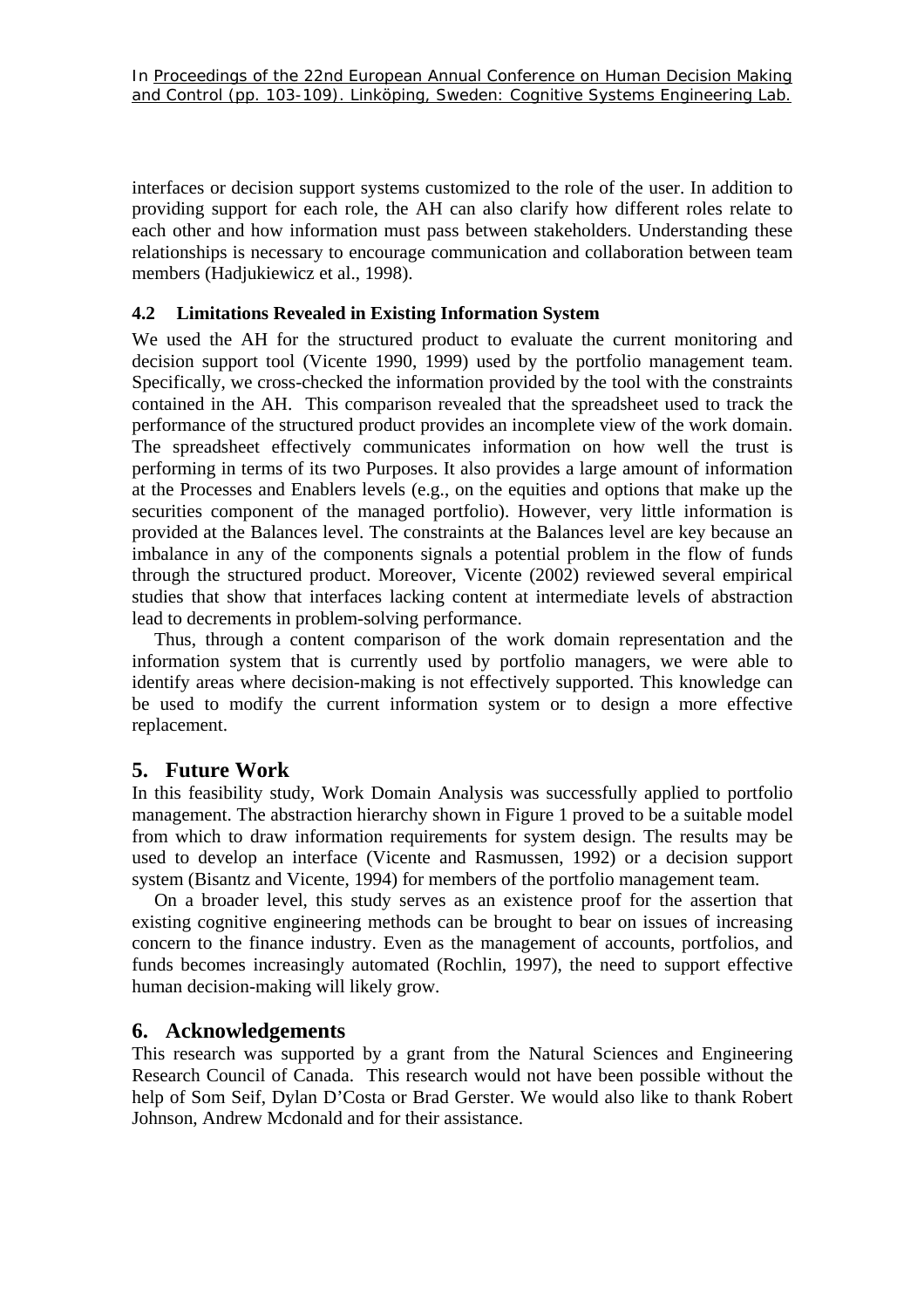interfaces or decision support systems customized to the role of the user. In addition to providing support for each role, the AH can also clarify how different roles relate to each other and how information must pass between stakeholders. Understanding these relationships is necessary to encourage communication and collaboration between team members (Hadjukiewicz et al., 1998).

### 4.2 Limitations Revealed in Existing Information System

We used the AH for the structured product to evaluate the current monitoring and decision support tool (Vicente 1990, 1999) used by the portfolio management team. Specifically, we cross-checked the information provided by the tool with the constraints contained in the AH. This comparison revealed that the spreadsheet used to track the performance of the structured product provides an incomplete view of the work domain. The spreadsheet effectively communicates information on how well the trust is performing in terms of its two Purposes. It also provides a large amount of information at the Processes and Enablers levels (e.g., on the equities and options that make up the securities component of the managed portfolio). However, very little information is provided at the Balances level. The constraints at the Balances level are key because an imbalance in any of the components signals a potential problem in the flow of funds through the structured product. Moreover, Vicente (2002) reviewed several empirical studies that show that interfaces lacking content at intermediate levels of abstraction lead to decrements in problem-solving performance.

Thus, through a content comparison of the work domain representation and the information system that is currently used by portfolio managers, we were able to identify areas where decision-making is not effectively supported. This knowledge can be used to modify the current information system or to design a more effective replacement.

## 5. Future Work

In this feasibility study, Work Domain Analysis was successfully applied to portfolio management. The abstraction hierarchy shown in Figure 1 proved to be a suitable model from which to draw information requirements for system design. The results may be used to develop an interface (Vicente and Rasmussen, 1992) or a decision support system (Bisantz and Vicente, 1994) for members of the portfolio management team.

On a broader level, this study serves as an existence proof for the assertion that existing cognitive engineering methods can be brought to bear on issues of increasing concern to the finance industry. Even as the management of accounts, portfolios, and funds becomes increasingly automated (Rochlin, 1997), the need to support effective human decision-making will likely grow.

## 6. Acknowledgements

This research was supported by a grant from the Natural Sciences and Engineering Research Council of Canada. This research would not have been possible without the help of Som Seif, Dylan D'Costa or Brad Gerster. We would also like to thank Robert Johnson, Andrew Mcdonald and for their assistance.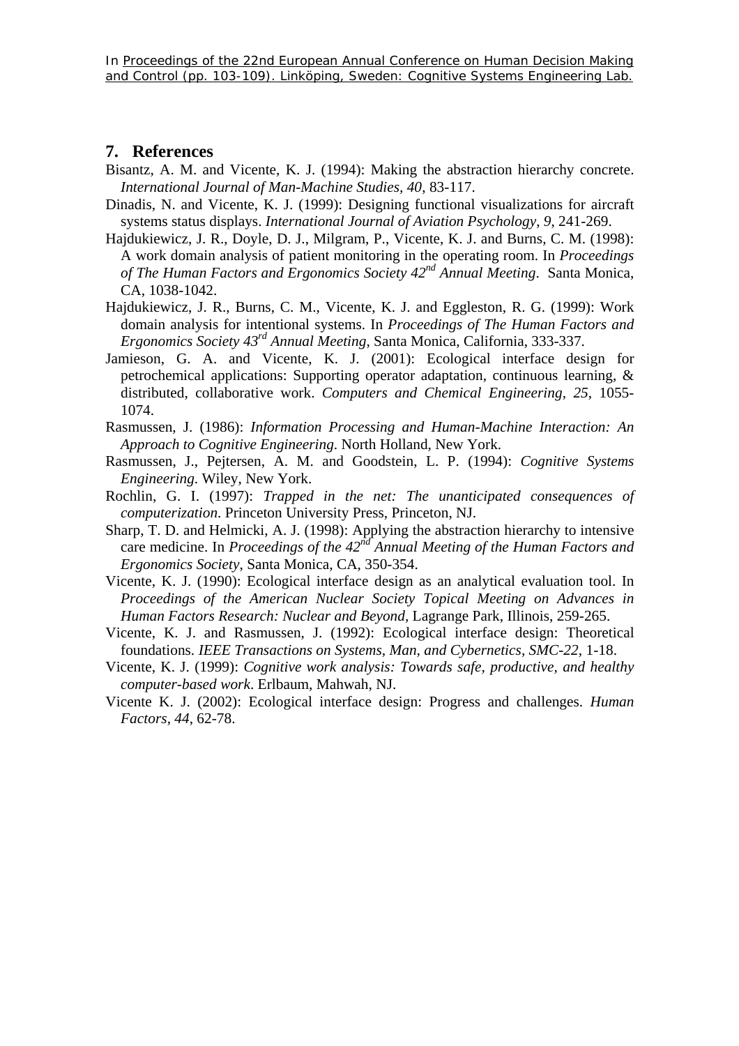## 7. References

Bisantz, A. M. and Vicente, K. J. (1994): Making the abstraction hierarchy concrete. *International Journal of Man-Machine Studies*, *40*, 83-117.

Dinadis, N. and Vicente, K. J. (1999): Designing functional visualizations for aircraft systems status displays. *International Journal of Aviation Psychology*, *9*, 241-269.

Hajdukiewicz, J. R., Doyle, D. J., Milgram, P., Vicente, K. J. and Burns, C. M. (1998): A work domain analysis of patient monitoring in the operating room. In *Proceedings of The Human Factors and Ergonomics Society 42nd Annual Meeting*. Santa Monica, CA, 1038-1042.

Hajdukiewicz, J. R., Burns, C. M., Vicente, K. J. and Eggleston, R. G. (1999): Work domain analysis for intentional systems. In *Proceedings of The Human Factors and Ergonomics Society 43rd Annual Meeting*, Santa Monica, California, 333-337.

Jamieson, G. A. and Vicente, K. J. (2001): Ecological interface design for petrochemical applications: Supporting operator adaptation, continuous learning, & distributed, collaborative work. *Computers and Chemical Engineering*, *25*, 1055-1074.

Rasmussen, J. (1986): *Information Processing and Human-Machine Interaction: An Approach to Cognitive Engineering*. North Holland, New York.

Rasmussen, J., Pejtersen, A. M. and Goodstein, L. P. (1994): *Cognitive Systems Engineering*. Wiley, New York.

Rochlin, G. I. (1997): *Trapped in the net: The unanticipated consequences of computerization*. Princeton University Press, Princeton, NJ.

Sharp, T. D. and Helmicki, A. J. (1998): Applying the abstraction hierarchy to intensive care medicine. In *Proceedings of the 42nd Annual Meeting of the Human Factors and Ergonomics Society*, Santa Monica, CA, 350-354.

Vicente, K. J. (1990): Ecological interface design as an analytical evaluation tool. In *Proceedings of the American Nuclear Society Topical Meeting on Advances in Human Factors Research: Nuclear and Beyond,* Lagrange Park, Illinois, 259-265.

Vicente, K. J. and Rasmussen, J. (1992): Ecological interface design: Theoretical foundations. *IEEE Transactions on Systems, Man, and Cybernetics*, *SMC-22*, 1-18.

Vicente, K. J. (1999): *Cognitive work analysis: Towards safe, productive, and healthy computer-based work*. Erlbaum, Mahwah, NJ.

Vicente K. J. (2002): Ecological interface design: Progress and challenges. *Human Factors*, *44*, 62-78.